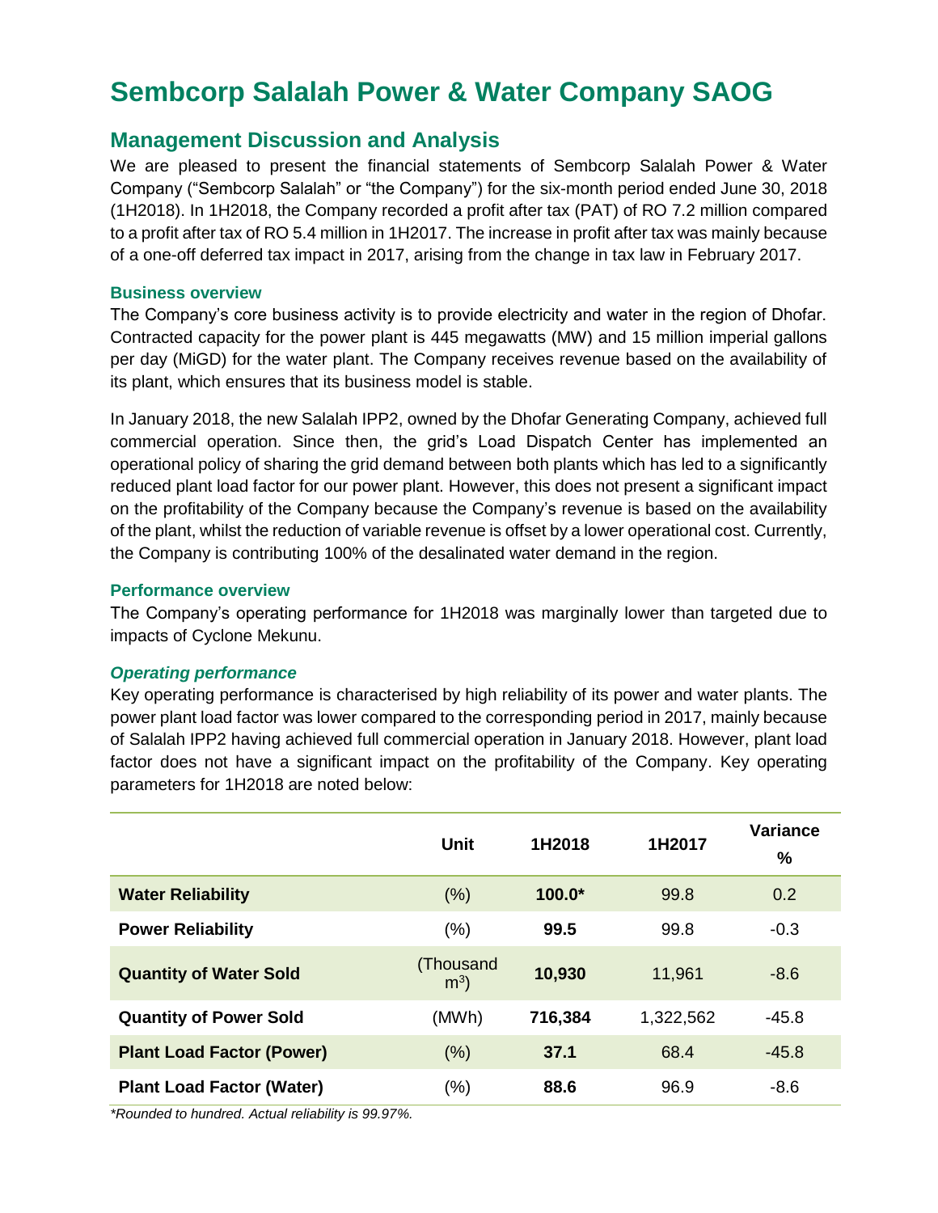# Sembcorp Salalah Power & Water Company SAOG

## Management Discussion and Analysis

We are pleased to present the financial statements of Sembcorp Salalah Power & Water Company ("Sembcorp Salalah" or "the Company") for the six-month period ended June 30, 2018 (1H2018). In 1H2018, the Company recorded a profit after tax (PAT) of RO 7.2 million compared to a profit after tax of RO 5.4 million in 1H2017. The increase in profit after tax was mainly because of a one-off deferred tax impact in 2017, arising from the change in tax law in February 2017.

### Business overview

The Company's core business activity is to provide electricity and water in the region of Dhofar. Contracted capacity for the power plant is 445 megawatts (MW) and 15 million imperial gallons per day (MiGD) for the water plant. The Company receives revenue based on the availability of its plant, which ensures that its business model is stable.

In January 2018, the new Salalah IPP2, owned by the Dhofar Generating Company, achieved full commercial operation. Since then, the grid's Load Dispatch Center has implemented an operational policy of sharing the grid demand between both plants which has led to a significantly reduced plant load factor for our power plant. However, this does not present a significant impact on the profitability of the Company because the Company's revenue is based on the availability of the plant, whilst the reduction of variable revenue is offset by a lower operational cost. Currently, the Company is contributing 100% of the desalinated water demand in the region.

### Performance overview

The Company's operating performance for 1H2018 was marginally lower than targeted due to impacts of Cyclone Mekunu.

#### *Operating performance*

Key operating performance is characterised by high reliability of its power and water plants. The power plant load factor was lower compared to the corresponding period in 2017, mainly because of Salalah IPP2 having achieved full commercial operation in January 2018. However, plant load factor does not have a significant impact on the profitability of the Company. Key operating parameters for 1H2018 are noted below:

| | Unit | 1H2018 | 1H2017 | Variance % |
|---|---|---|---|---|
| **Water Reliability** | (%) | **100.0*** | 99.8 | 0.2 |
| **Power Reliability** | (%) | **99.5** | 99.8 | -0.3 |
| **Quantity of Water Sold** | (Thousand $m^3$) | **10,930** | 11,961 | -8.6 |
| **Quantity of Power Sold** | (MWh) | **716,384** | 1,322,562 | -45.8 |
| **Plant Load Factor (Power)** | (%) | **37.1** | 68.4 | -45.8 |
| **Plant Load Factor (Water)** | (%) | **88.6** | 96.9 | -8.6 |

*\*Rounded to hundred. Actual reliability is 99.97%.*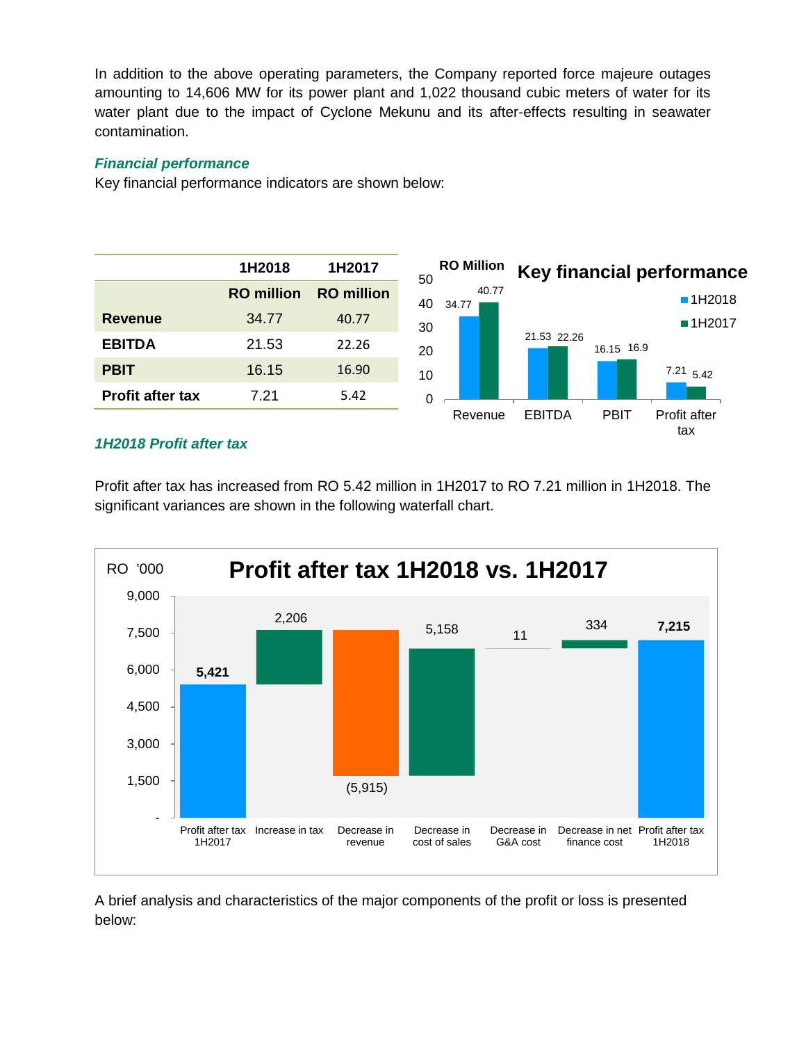In addition to the above operating parameters, the Company reported force majeure outages amounting to 14,606 MW for its power plant and 1,022 thousand cubic meters of water for its water plant due to the impact of Cyclone Mekunu and its after-effects resulting in seawater contamination.

### *Financial performance*

Key financial performance indicators are shown below:

| | 1H2018 | 1H2017 |
|---|---|---|
| | RO million | RO million |
| **Revenue** | 34.77 | 40.77 |
| **EBITDA** | 21.53 | 22.26 |
| **PBIT** | 16.15 | 16.90 |
| **Profit after tax** | 7.21 | 5.42 |

### *1H2018 Profit after tax*

Profit after tax has increased from RO 5.42 million in 1H2017 to RO 7.21 million in 1H2018. The significant variances are shown in the following waterfall chart.

A brief analysis and characteristics of the major components of the profit or loss is presented below: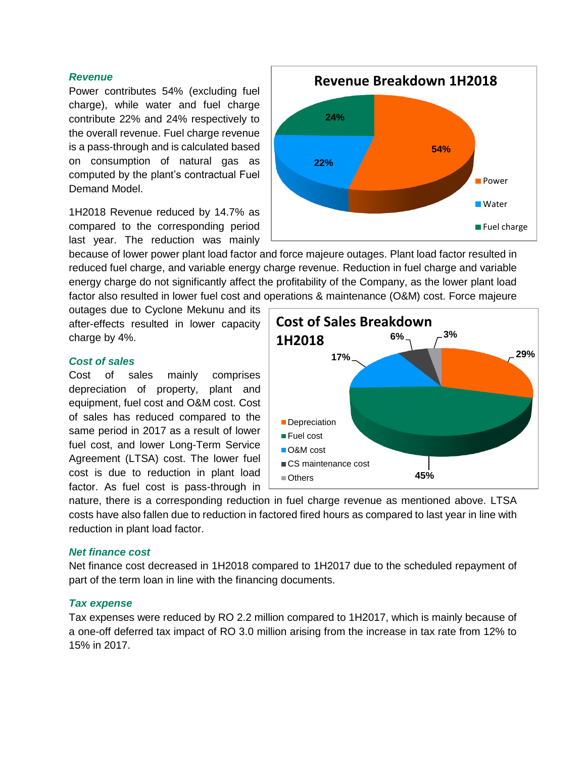### *Revenue*

Power contributes 54% (excluding fuel charge), while water and fuel charge contribute 22% and 24% respectively to the overall revenue. Fuel charge revenue is a pass-through and is calculated based on consumption of natural gas as computed by the plant's contractual Fuel Demand Model.

**Revenue Breakdown 1H2018**

- Power: 54%
- Water: 22%
- Fuel charge: 24%

1H2018 Revenue reduced by 14.7% as compared to the corresponding period last year. The reduction was mainly because of lower power plant load factor and force majeure outages. Plant load factor resulted in reduced fuel charge, and variable energy charge revenue. Reduction in fuel charge and variable energy charge do not significantly affect the profitability of the Company, as the lower plant load factor also resulted in lower fuel cost and operations & maintenance (O&M) cost. Force majeure outages due to Cyclone Mekunu and its after-effects resulted in lower capacity charge by 4%.

### *Cost of sales*

Cost of sales mainly comprises depreciation of property, plant and equipment, fuel cost and O&M cost. Cost of sales has reduced compared to the same period in 2017 as a result of lower fuel cost, and lower Long-Term Service Agreement (LTSA) cost. The lower fuel cost is due to reduction in plant load factor. As fuel cost is pass-through in nature, there is a corresponding reduction in fuel charge revenue as mentioned above. LTSA costs have also fallen due to reduction in factored fired hours as compared to last year in line with reduction in plant load factor.

**Cost of Sales Breakdown 1H2018**

- Depreciation: 29%
- Fuel cost: 45%
- O&M cost: 17%
- CS maintenance cost: 6%
- Others: 3%

### *Net finance cost*

Net finance cost decreased in 1H2018 compared to 1H2017 due to the scheduled repayment of part of the term loan in line with the financing documents.

### *Tax expense*

Tax expenses were reduced by RO 2.2 million compared to 1H2017, which is mainly because of a one-off deferred tax impact of RO 3.0 million arising from the increase in tax rate from 12% to 15% in 2017.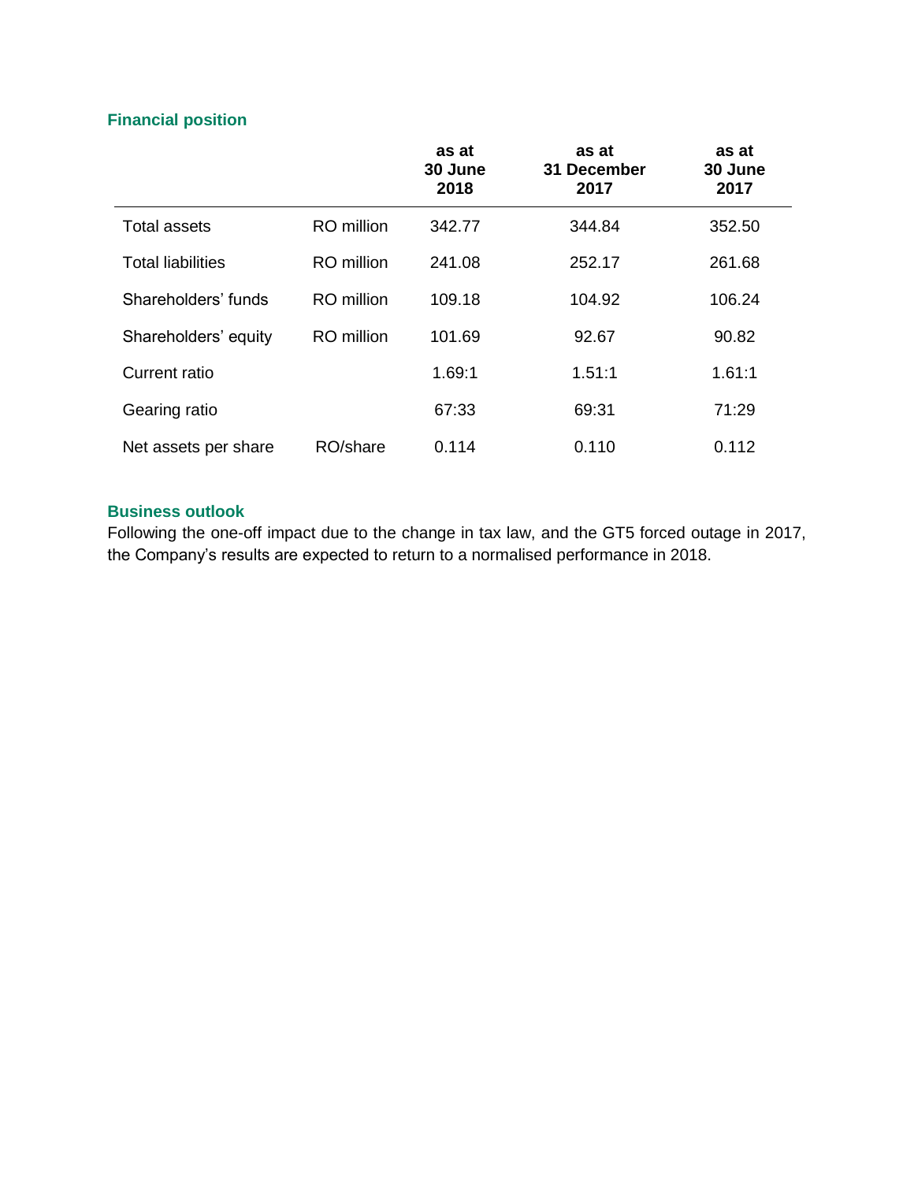## Financial position

| | | as at 30 June 2018 | as at 31 December 2017 | as at 30 June 2017 |
|---|---|---|---|---|
| Total assets | RO million | 342.77 | 344.84 | 352.50 |
| Total liabilities | RO million | 241.08 | 252.17 | 261.68 |
| Shareholders' funds | RO million | 109.18 | 104.92 | 106.24 |
| Shareholders' equity | RO million | 101.69 | 92.67 | 90.82 |
| Current ratio | | 1.69:1 | 1.51:1 | 1.61:1 |
| Gearing ratio | | 67:33 | 69:31 | 71:29 |
| Net assets per share | RO/share | 0.114 | 0.110 | 0.112 |

## Business outlook

Following the one-off impact due to the change in tax law, and the GT5 forced outage in 2017, the Company's results are expected to return to a normalised performance in 2018.